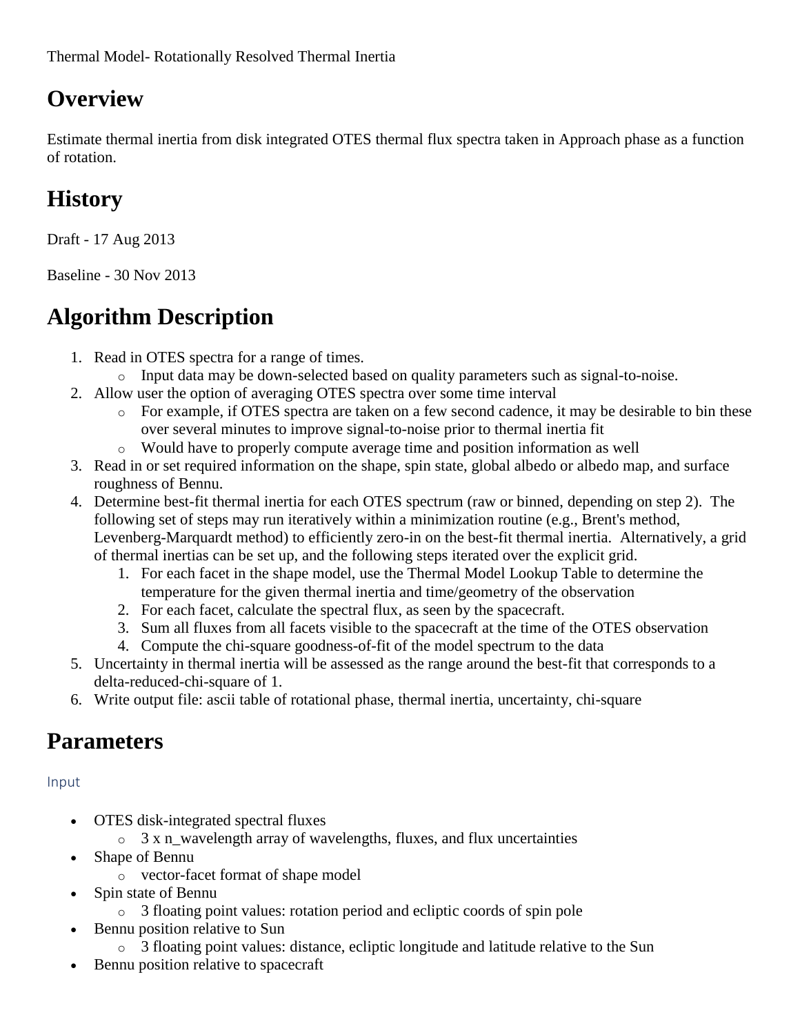Thermal Model- Rotationally Resolved Thermal Inertia

# Overview

Estimate thermal inertia from disk integrated OTES thermal flux spectra taken in Approach phase as a function of rotation.

# History

Draft - 17 Aug 2013

Baseline - 30 Nov 2013

# Algorithm Description

1. Read in OTES spectra for a range of times.
   - Input data may be down-selected based on quality parameters such as signal-to-noise.
2. Allow user the option of averaging OTES spectra over some time interval
   - For example, if OTES spectra are taken on a few second cadence, it may be desirable to bin these over several minutes to improve signal-to-noise prior to thermal inertia fit
   - Would have to properly compute average time and position information as well
3. Read in or set required information on the shape, spin state, global albedo or albedo map, and surface roughness of Bennu.
4. Determine best-fit thermal inertia for each OTES spectrum (raw or binned, depending on step 2). The following set of steps may run iteratively within a minimization routine (e.g., Brent's method, Levenberg-Marquardt method) to efficiently zero-in on the best-fit thermal inertia. Alternatively, a grid of thermal inertias can be set up, and the following steps iterated over the explicit grid.
   1. For each facet in the shape model, use the Thermal Model Lookup Table to determine the temperature for the given thermal inertia and time/geometry of the observation
   2. For each facet, calculate the spectral flux, as seen by the spacecraft.
   3. Sum all fluxes from all facets visible to the spacecraft at the time of the OTES observation
   4. Compute the chi-square goodness-of-fit of the model spectrum to the data
5. Uncertainty in thermal inertia will be assessed as the range around the best-fit that corresponds to a delta-reduced-chi-square of 1.
6. Write output file: ascii table of rotational phase, thermal inertia, uncertainty, chi-square

# Parameters

### Input

- OTES disk-integrated spectral fluxes
  - 3 x n_wavelength array of wavelengths, fluxes, and flux uncertainties
- Shape of Bennu
  - vector-facet format of shape model
- Spin state of Bennu
  - 3 floating point values: rotation period and ecliptic coords of spin pole
- Bennu position relative to Sun
  - 3 floating point values: distance, ecliptic longitude and latitude relative to the Sun
- Bennu position relative to spacecraft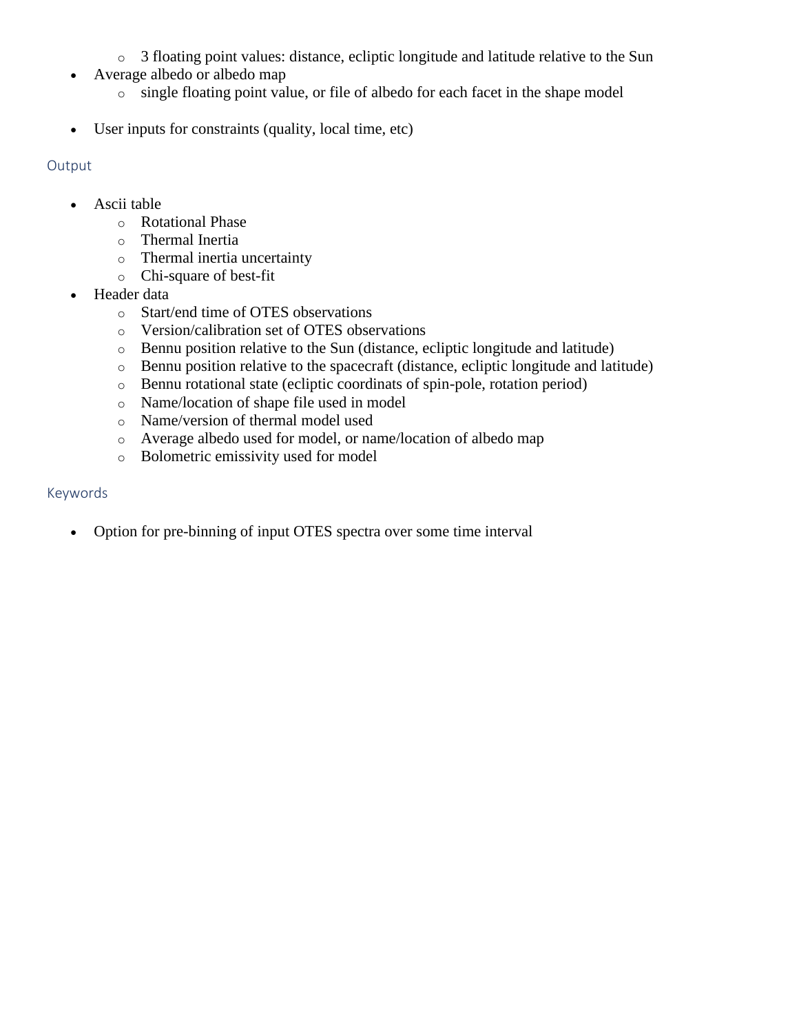- 3 floating point values: distance, ecliptic longitude and latitude relative to the Sun
- Average albedo or albedo map
    - single floating point value, or file of albedo for each facet in the shape model

- User inputs for constraints (quality, local time, etc)

### Output

- Ascii table
    - Rotational Phase
    - Thermal Inertia
    - Thermal inertia uncertainty
    - Chi-square of best-fit
- Header data
    - Start/end time of OTES observations
    - Version/calibration set of OTES observations
    - Bennu position relative to the Sun (distance, ecliptic longitude and latitude)
    - Bennu position relative to the spacecraft (distance, ecliptic longitude and latitude)
    - Bennu rotational state (ecliptic coordinats of spin-pole, rotation period)
    - Name/location of shape file used in model
    - Name/version of thermal model used
    - Average albedo used for model, or name/location of albedo map
    - Bolometric emissivity used for model

### Keywords

- Option for pre-binning of input OTES spectra over some time interval